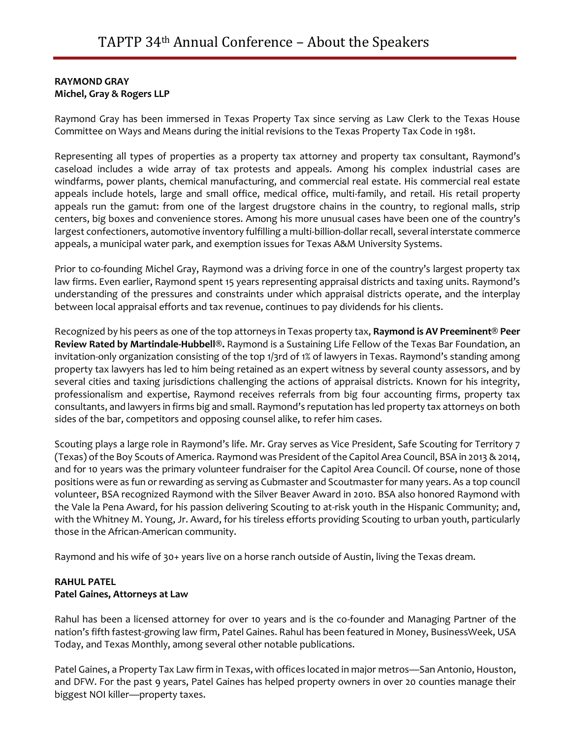# TAPTP 34th Annual Conference – About the Speakers

**RAYMOND GRAY**
**Michel, Gray & Rogers LLP**

Raymond Gray has been immersed in Texas Property Tax since serving as Law Clerk to the Texas House Committee on Ways and Means during the initial revisions to the Texas Property Tax Code in 1981.

Representing all types of properties as a property tax attorney and property tax consultant, Raymond's caseload includes a wide array of tax protests and appeals. Among his complex industrial cases are windfarms, power plants, chemical manufacturing, and commercial real estate. His commercial real estate appeals include hotels, large and small office, medical office, multi-family, and retail. His retail property appeals run the gamut: from one of the largest drugstore chains in the country, to regional malls, strip centers, big boxes and convenience stores. Among his more unusual cases have been one of the country's largest confectioners, automotive inventory fulfilling a multi-billion-dollar recall, several interstate commerce appeals, a municipal water park, and exemption issues for Texas A&M University Systems.

Prior to co-founding Michel Gray, Raymond was a driving force in one of the country's largest property tax law firms. Even earlier, Raymond spent 15 years representing appraisal districts and taxing units. Raymond's understanding of the pressures and constraints under which appraisal districts operate, and the interplay between local appraisal efforts and tax revenue, continues to pay dividends for his clients.

Recognized by his peers as one of the top attorneys in Texas property tax, **Raymond is AV Preeminent® Peer Review Rated by Martindale-Hubbell®.** Raymond is a Sustaining Life Fellow of the Texas Bar Foundation, an invitation-only organization consisting of the top 1/3rd of 1% of lawyers in Texas. Raymond's standing among property tax lawyers has led to him being retained as an expert witness by several county assessors, and by several cities and taxing jurisdictions challenging the actions of appraisal districts. Known for his integrity, professionalism and expertise, Raymond receives referrals from big four accounting firms, property tax consultants, and lawyers in firms big and small. Raymond's reputation has led property tax attorneys on both sides of the bar, competitors and opposing counsel alike, to refer him cases.

Scouting plays a large role in Raymond's life. Mr. Gray serves as Vice President, Safe Scouting for Territory 7 (Texas) of the Boy Scouts of America. Raymond was President of the Capitol Area Council, BSA in 2013 & 2014, and for 10 years was the primary volunteer fundraiser for the Capitol Area Council. Of course, none of those positions were as fun or rewarding as serving as Cubmaster and Scoutmaster for many years. As a top council volunteer, BSA recognized Raymond with the Silver Beaver Award in 2010. BSA also honored Raymond with the Vale la Pena Award, for his passion delivering Scouting to at-risk youth in the Hispanic Community; and, with the Whitney M. Young, Jr. Award, for his tireless efforts providing Scouting to urban youth, particularly those in the African-American community.

Raymond and his wife of 30+ years live on a horse ranch outside of Austin, living the Texas dream.

**RAHUL PATEL**
**Patel Gaines, Attorneys at Law**

Rahul has been a licensed attorney for over 10 years and is the co-founder and Managing Partner of the nation's fifth fastest-growing law firm, Patel Gaines. Rahul has been featured in Money, BusinessWeek, USA Today, and Texas Monthly, among several other notable publications.

Patel Gaines, a Property Tax Law firm in Texas, with offices located in major metros—San Antonio, Houston, and DFW. For the past 9 years, Patel Gaines has helped property owners in over 20 counties manage their biggest NOI killer—property taxes.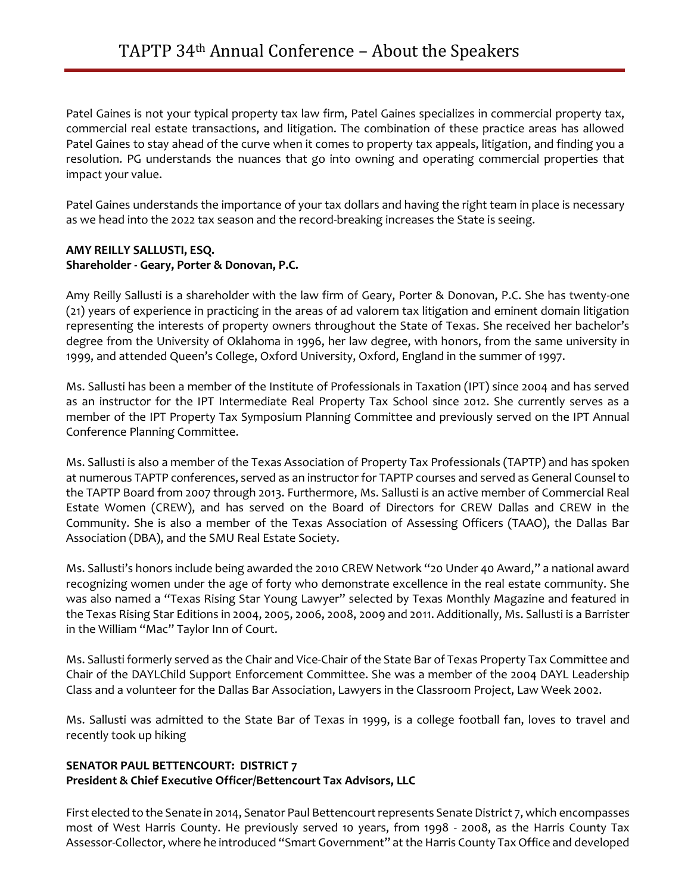Patel Gaines is not your typical property tax law firm, Patel Gaines specializes in commercial property tax, commercial real estate transactions, and litigation. The combination of these practice areas has allowed Patel Gaines to stay ahead of the curve when it comes to property tax appeals, litigation, and finding you a resolution. PG understands the nuances that go into owning and operating commercial properties that impact your value.

Patel Gaines understands the importance of your tax dollars and having the right team in place is necessary as we head into the 2022 tax season and the record-breaking increases the State is seeing.

**AMY REILLY SALLUSTI, ESQ.**
**Shareholder - Geary, Porter & Donovan, P.C.**

Amy Reilly Sallusti is a shareholder with the law firm of Geary, Porter & Donovan, P.C. She has twenty-one (21) years of experience in practicing in the areas of ad valorem tax litigation and eminent domain litigation representing the interests of property owners throughout the State of Texas. She received her bachelor's degree from the University of Oklahoma in 1996, her law degree, with honors, from the same university in 1999, and attended Queen's College, Oxford University, Oxford, England in the summer of 1997.

Ms. Sallusti has been a member of the Institute of Professionals in Taxation (IPT) since 2004 and has served as an instructor for the IPT Intermediate Real Property Tax School since 2012. She currently serves as a member of the IPT Property Tax Symposium Planning Committee and previously served on the IPT Annual Conference Planning Committee.

Ms. Sallusti is also a member of the Texas Association of Property Tax Professionals (TAPTP) and has spoken at numerous TAPTP conferences, served as an instructor for TAPTP courses and served as General Counsel to the TAPTP Board from 2007 through 2013. Furthermore, Ms. Sallusti is an active member of Commercial Real Estate Women (CREW), and has served on the Board of Directors for CREW Dallas and CREW in the Community. She is also a member of the Texas Association of Assessing Officers (TAAO), the Dallas Bar Association (DBA), and the SMU Real Estate Society.

Ms. Sallusti's honors include being awarded the 2010 CREW Network "20 Under 40 Award," a national award recognizing women under the age of forty who demonstrate excellence in the real estate community. She was also named a "Texas Rising Star Young Lawyer" selected by Texas Monthly Magazine and featured in the Texas Rising Star Editions in 2004, 2005, 2006, 2008, 2009 and 2011. Additionally, Ms. Sallusti is a Barrister in the William "Mac" Taylor Inn of Court.

Ms. Sallusti formerly served as the Chair and Vice-Chair of the State Bar of Texas Property Tax Committee and Chair of the DAYLChild Support Enforcement Committee. She was a member of the 2004 DAYL Leadership Class and a volunteer for the Dallas Bar Association, Lawyers in the Classroom Project, Law Week 2002.

Ms. Sallusti was admitted to the State Bar of Texas in 1999, is a college football fan, loves to travel and recently took up hiking

**SENATOR PAUL BETTENCOURT: DISTRICT 7**
**President & Chief Executive Officer/Bettencourt Tax Advisors, LLC**

First elected to the Senate in 2014, Senator Paul Bettencourt represents Senate District 7, which encompasses most of West Harris County. He previously served 10 years, from 1998 - 2008, as the Harris County Tax Assessor-Collector, where he introduced "Smart Government" at the Harris County Tax Office and developed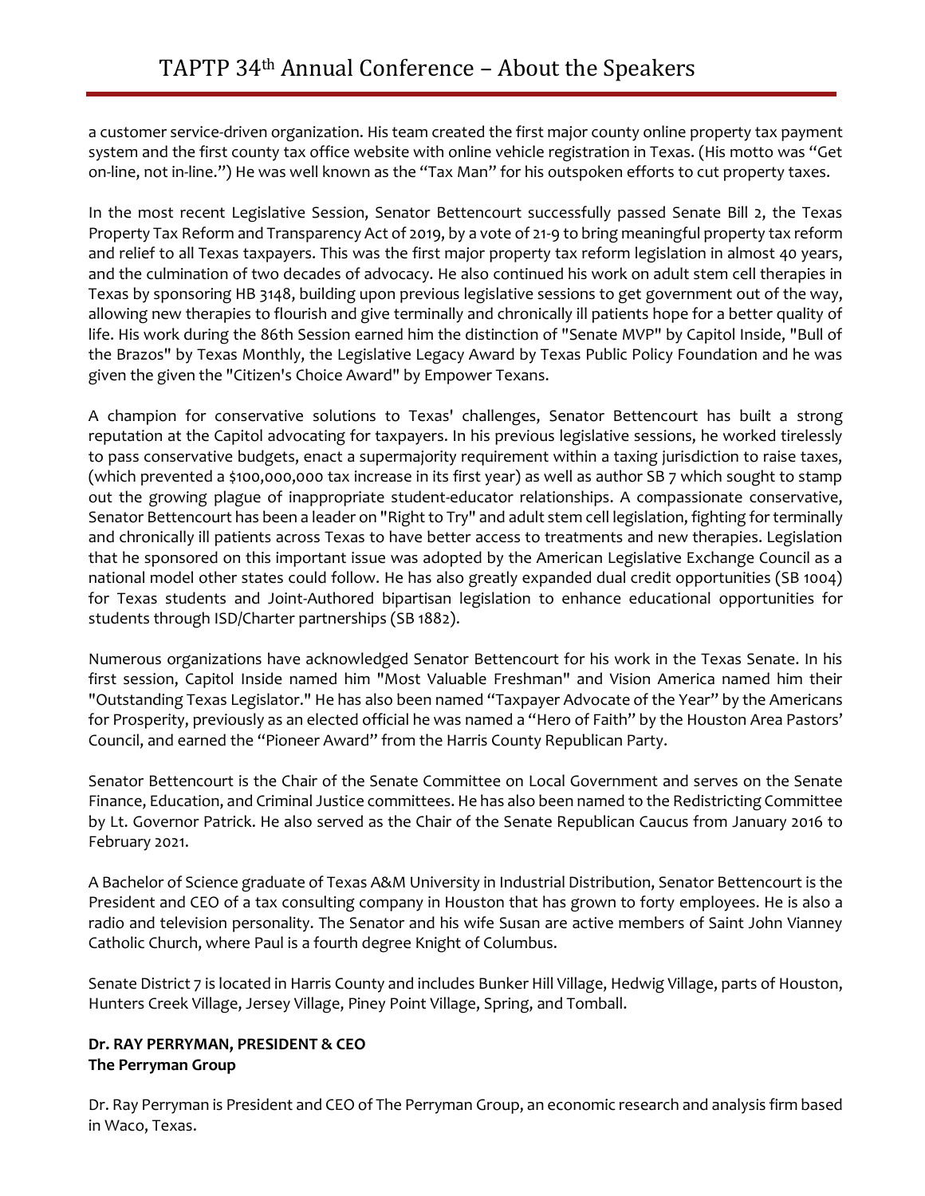a customer service-driven organization. His team created the first major county online property tax payment system and the first county tax office website with online vehicle registration in Texas. (His motto was "Get on-line, not in-line.") He was well known as the "Tax Man" for his outspoken efforts to cut property taxes.

In the most recent Legislative Session, Senator Bettencourt successfully passed Senate Bill 2, the Texas Property Tax Reform and Transparency Act of 2019, by a vote of 21-9 to bring meaningful property tax reform and relief to all Texas taxpayers. This was the first major property tax reform legislation in almost 40 years, and the culmination of two decades of advocacy. He also continued his work on adult stem cell therapies in Texas by sponsoring HB 3148, building upon previous legislative sessions to get government out of the way, allowing new therapies to flourish and give terminally and chronically ill patients hope for a better quality of life. His work during the 86th Session earned him the distinction of "Senate MVP" by Capitol Inside, "Bull of the Brazos" by Texas Monthly, the Legislative Legacy Award by Texas Public Policy Foundation and he was given the given the "Citizen's Choice Award" by Empower Texans.

A champion for conservative solutions to Texas' challenges, Senator Bettencourt has built a strong reputation at the Capitol advocating for taxpayers. In his previous legislative sessions, he worked tirelessly to pass conservative budgets, enact a supermajority requirement within a taxing jurisdiction to raise taxes, (which prevented a $100,000,000 tax increase in its first year) as well as author SB 7 which sought to stamp out the growing plague of inappropriate student-educator relationships. A compassionate conservative, Senator Bettencourt has been a leader on "Right to Try" and adult stem cell legislation, fighting for terminally and chronically ill patients across Texas to have better access to treatments and new therapies. Legislation that he sponsored on this important issue was adopted by the American Legislative Exchange Council as a national model other states could follow. He has also greatly expanded dual credit opportunities (SB 1004) for Texas students and Joint-Authored bipartisan legislation to enhance educational opportunities for students through ISD/Charter partnerships (SB 1882).

Numerous organizations have acknowledged Senator Bettencourt for his work in the Texas Senate. In his first session, Capitol Inside named him "Most Valuable Freshman" and Vision America named him their "Outstanding Texas Legislator." He has also been named "Taxpayer Advocate of the Year" by the Americans for Prosperity, previously as an elected official he was named a "Hero of Faith" by the Houston Area Pastors' Council, and earned the "Pioneer Award" from the Harris County Republican Party.

Senator Bettencourt is the Chair of the Senate Committee on Local Government and serves on the Senate Finance, Education, and Criminal Justice committees. He has also been named to the Redistricting Committee by Lt. Governor Patrick. He also served as the Chair of the Senate Republican Caucus from January 2016 to February 2021.

A Bachelor of Science graduate of Texas A&M University in Industrial Distribution, Senator Bettencourt is the President and CEO of a tax consulting company in Houston that has grown to forty employees. He is also a radio and television personality. The Senator and his wife Susan are active members of Saint John Vianney Catholic Church, where Paul is a fourth degree Knight of Columbus.

Senate District 7 is located in Harris County and includes Bunker Hill Village, Hedwig Village, parts of Houston, Hunters Creek Village, Jersey Village, Piney Point Village, Spring, and Tomball.

**Dr. RAY PERRYMAN, PRESIDENT & CEO**
**The Perryman Group**

Dr. Ray Perryman is President and CEO of The Perryman Group, an economic research and analysis firm based in Waco, Texas.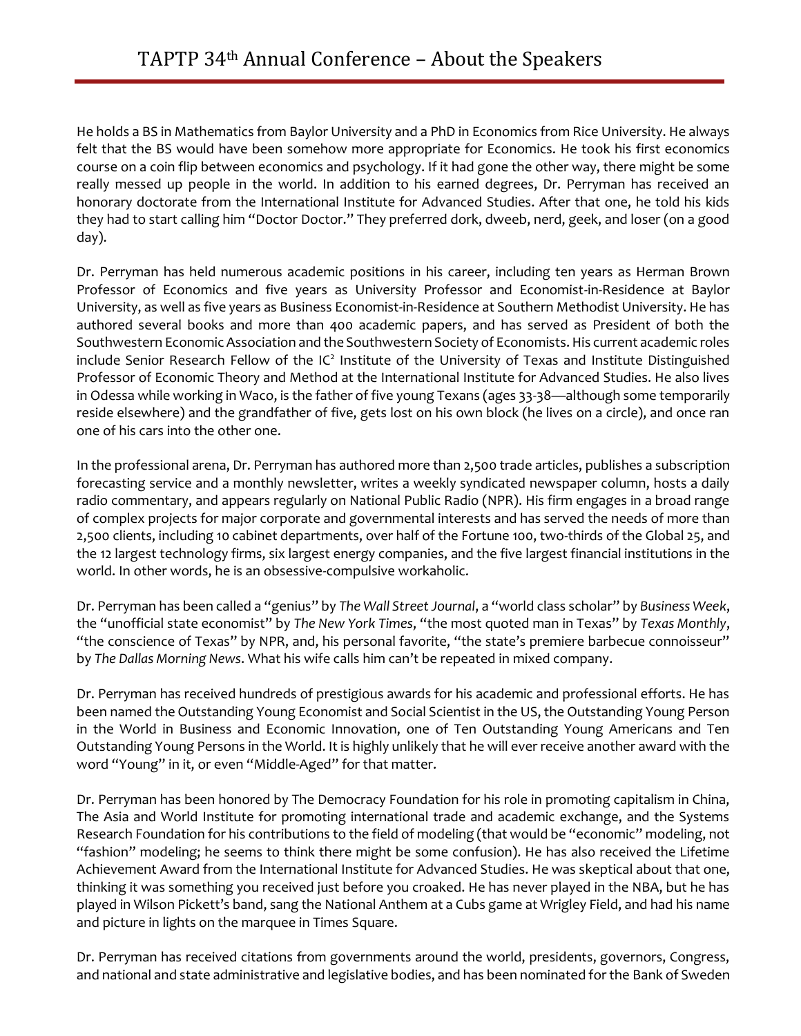He holds a BS in Mathematics from Baylor University and a PhD in Economics from Rice University. He always felt that the BS would have been somehow more appropriate for Economics. He took his first economics course on a coin flip between economics and psychology. If it had gone the other way, there might be some really messed up people in the world. In addition to his earned degrees, Dr. Perryman has received an honorary doctorate from the International Institute for Advanced Studies. After that one, he told his kids they had to start calling him "Doctor Doctor." They preferred dork, dweeb, nerd, geek, and loser (on a good day).

Dr. Perryman has held numerous academic positions in his career, including ten years as Herman Brown Professor of Economics and five years as University Professor and Economist-in-Residence at Baylor University, as well as five years as Business Economist-in-Residence at Southern Methodist University. He has authored several books and more than 400 academic papers, and has served as President of both the Southwestern Economic Association and the Southwestern Society of Economists. His current academic roles include Senior Research Fellow of the $IC^2$ Institute of the University of Texas and Institute Distinguished Professor of Economic Theory and Method at the International Institute for Advanced Studies. He also lives in Odessa while working in Waco, is the father of five young Texans (ages 33-38—although some temporarily reside elsewhere) and the grandfather of five, gets lost on his own block (he lives on a circle), and once ran one of his cars into the other one.

In the professional arena, Dr. Perryman has authored more than 2,500 trade articles, publishes a subscription forecasting service and a monthly newsletter, writes a weekly syndicated newspaper column, hosts a daily radio commentary, and appears regularly on National Public Radio (NPR). His firm engages in a broad range of complex projects for major corporate and governmental interests and has served the needs of more than 2,500 clients, including 10 cabinet departments, over half of the Fortune 100, two-thirds of the Global 25, and the 12 largest technology firms, six largest energy companies, and the five largest financial institutions in the world. In other words, he is an obsessive-compulsive workaholic.

Dr. Perryman has been called a "genius" by *The Wall Street Journal*, a "world class scholar" by *Business Week*, the "unofficial state economist" by *The New York Times*, "the most quoted man in Texas" by *Texas Monthly*, "the conscience of Texas" by NPR, and, his personal favorite, "the state's premiere barbecue connoisseur" by *The Dallas Morning News*. What his wife calls him can't be repeated in mixed company.

Dr. Perryman has received hundreds of prestigious awards for his academic and professional efforts. He has been named the Outstanding Young Economist and Social Scientist in the US, the Outstanding Young Person in the World in Business and Economic Innovation, one of Ten Outstanding Young Americans and Ten Outstanding Young Persons in the World. It is highly unlikely that he will ever receive another award with the word "Young" in it, or even "Middle-Aged" for that matter.

Dr. Perryman has been honored by The Democracy Foundation for his role in promoting capitalism in China, The Asia and World Institute for promoting international trade and academic exchange, and the Systems Research Foundation for his contributions to the field of modeling (that would be "economic" modeling, not "fashion" modeling; he seems to think there might be some confusion). He has also received the Lifetime Achievement Award from the International Institute for Advanced Studies. He was skeptical about that one, thinking it was something you received just before you croaked. He has never played in the NBA, but he has played in Wilson Pickett's band, sang the National Anthem at a Cubs game at Wrigley Field, and had his name and picture in lights on the marquee in Times Square.

Dr. Perryman has received citations from governments around the world, presidents, governors, Congress, and national and state administrative and legislative bodies, and has been nominated for the Bank of Sweden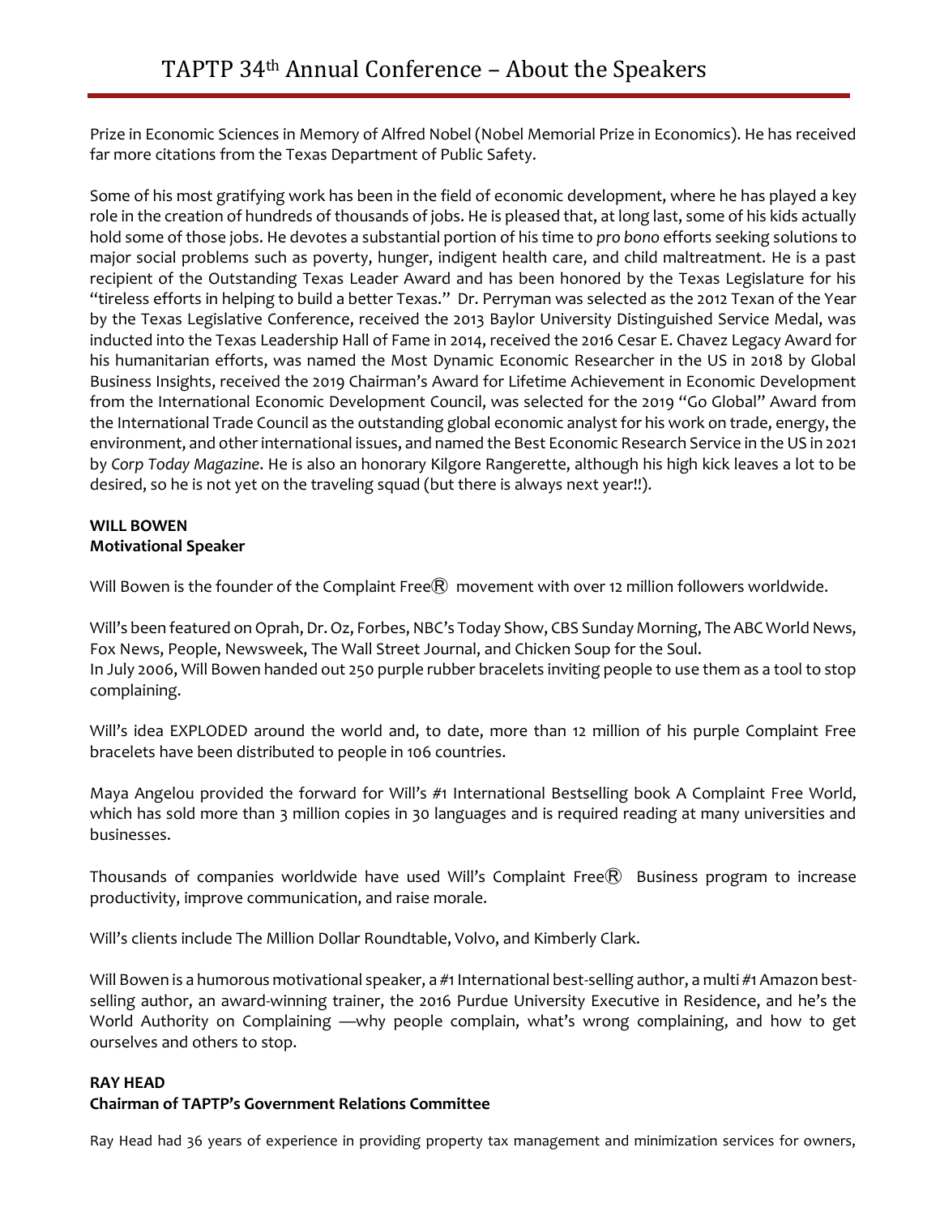Prize in Economic Sciences in Memory of Alfred Nobel (Nobel Memorial Prize in Economics). He has received far more citations from the Texas Department of Public Safety.

Some of his most gratifying work has been in the field of economic development, where he has played a key role in the creation of hundreds of thousands of jobs. He is pleased that, at long last, some of his kids actually hold some of those jobs. He devotes a substantial portion of his time to *pro bono* efforts seeking solutions to major social problems such as poverty, hunger, indigent health care, and child maltreatment. He is a past recipient of the Outstanding Texas Leader Award and has been honored by the Texas Legislature for his "tireless efforts in helping to build a better Texas." Dr. Perryman was selected as the 2012 Texan of the Year by the Texas Legislative Conference, received the 2013 Baylor University Distinguished Service Medal, was inducted into the Texas Leadership Hall of Fame in 2014, received the 2016 Cesar E. Chavez Legacy Award for his humanitarian efforts, was named the Most Dynamic Economic Researcher in the US in 2018 by Global Business Insights, received the 2019 Chairman's Award for Lifetime Achievement in Economic Development from the International Economic Development Council, was selected for the 2019 "Go Global" Award from the International Trade Council as the outstanding global economic analyst for his work on trade, energy, the environment, and other international issues, and named the Best Economic Research Service in the US in 2021 by *Corp Today Magazine*. He is also an honorary Kilgore Rangerette, although his high kick leaves a lot to be desired, so he is not yet on the traveling squad (but there is always next year!!).

**WILL BOWEN**
**Motivational Speaker**

Will Bowen is the founder of the Complaint Free® movement with over 12 million followers worldwide.

Will's been featured on Oprah, Dr. Oz, Forbes, NBC's Today Show, CBS Sunday Morning, The ABC World News, Fox News, People, Newsweek, The Wall Street Journal, and Chicken Soup for the Soul.
In July 2006, Will Bowen handed out 250 purple rubber bracelets inviting people to use them as a tool to stop complaining.

Will's idea EXPLODED around the world and, to date, more than 12 million of his purple Complaint Free bracelets have been distributed to people in 106 countries.

Maya Angelou provided the forward for Will's #1 International Bestselling book A Complaint Free World, which has sold more than 3 million copies in 30 languages and is required reading at many universities and businesses.

Thousands of companies worldwide have used Will's Complaint Free® Business program to increase productivity, improve communication, and raise morale.

Will's clients include The Million Dollar Roundtable, Volvo, and Kimberly Clark.

Will Bowen is a humorous motivational speaker, a #1 International best-selling author, a multi #1 Amazon best-selling author, an award-winning trainer, the 2016 Purdue University Executive in Residence, and he's the World Authority on Complaining —why people complain, what's wrong complaining, and how to get ourselves and others to stop.

**RAY HEAD**
**Chairman of TAPTP's Government Relations Committee**

Ray Head had 36 years of experience in providing property tax management and minimization services for owners,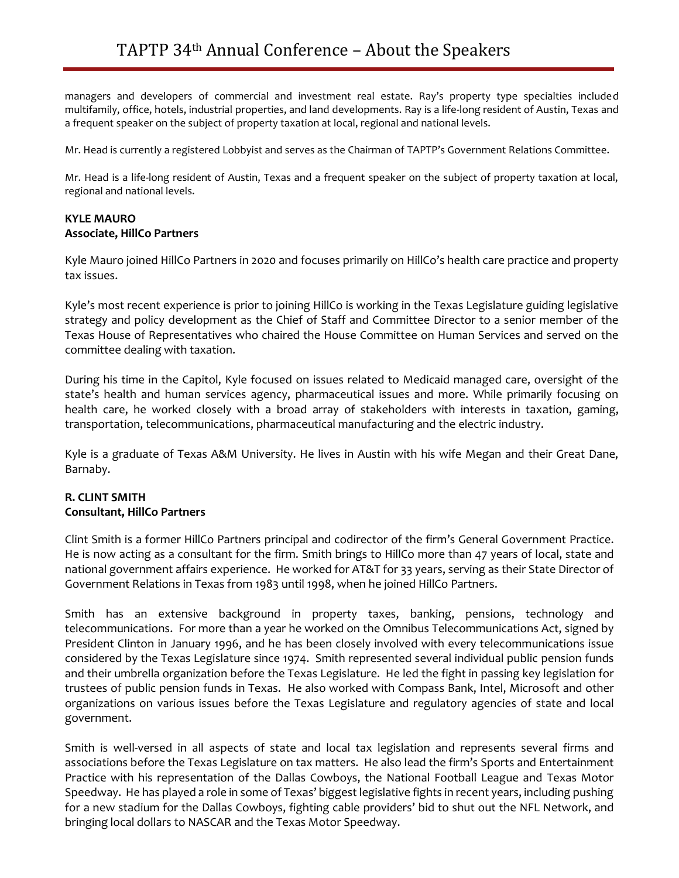managers and developers of commercial and investment real estate. Ray's property type specialties included multifamily, office, hotels, industrial properties, and land developments. Ray is a life-long resident of Austin, Texas and a frequent speaker on the subject of property taxation at local, regional and national levels.

Mr. Head is currently a registered Lobbyist and serves as the Chairman of TAPTP's Government Relations Committee.

Mr. Head is a life-long resident of Austin, Texas and a frequent speaker on the subject of property taxation at local, regional and national levels.

**KYLE MAURO**
**Associate, HillCo Partners**

Kyle Mauro joined HillCo Partners in 2020 and focuses primarily on HillCo's health care practice and property tax issues.

Kyle's most recent experience is prior to joining HillCo is working in the Texas Legislature guiding legislative strategy and policy development as the Chief of Staff and Committee Director to a senior member of the Texas House of Representatives who chaired the House Committee on Human Services and served on the committee dealing with taxation.

During his time in the Capitol, Kyle focused on issues related to Medicaid managed care, oversight of the state's health and human services agency, pharmaceutical issues and more. While primarily focusing on health care, he worked closely with a broad array of stakeholders with interests in taxation, gaming, transportation, telecommunications, pharmaceutical manufacturing and the electric industry.

Kyle is a graduate of Texas A&M University. He lives in Austin with his wife Megan and their Great Dane, Barnaby.

**R. CLINT SMITH**
**Consultant, HillCo Partners**

Clint Smith is a former HillCo Partners principal and codirector of the firm's General Government Practice. He is now acting as a consultant for the firm. Smith brings to HillCo more than 47 years of local, state and national government affairs experience. He worked for AT&T for 33 years, serving as their State Director of Government Relations in Texas from 1983 until 1998, when he joined HillCo Partners.

Smith has an extensive background in property taxes, banking, pensions, technology and telecommunications. For more than a year he worked on the Omnibus Telecommunications Act, signed by President Clinton in January 1996, and he has been closely involved with every telecommunications issue considered by the Texas Legislature since 1974. Smith represented several individual public pension funds and their umbrella organization before the Texas Legislature. He led the fight in passing key legislation for trustees of public pension funds in Texas. He also worked with Compass Bank, Intel, Microsoft and other organizations on various issues before the Texas Legislature and regulatory agencies of state and local government.

Smith is well-versed in all aspects of state and local tax legislation and represents several firms and associations before the Texas Legislature on tax matters. He also lead the firm's Sports and Entertainment Practice with his representation of the Dallas Cowboys, the National Football League and Texas Motor Speedway. He has played a role in some of Texas' biggest legislative fights in recent years, including pushing for a new stadium for the Dallas Cowboys, fighting cable providers' bid to shut out the NFL Network, and bringing local dollars to NASCAR and the Texas Motor Speedway.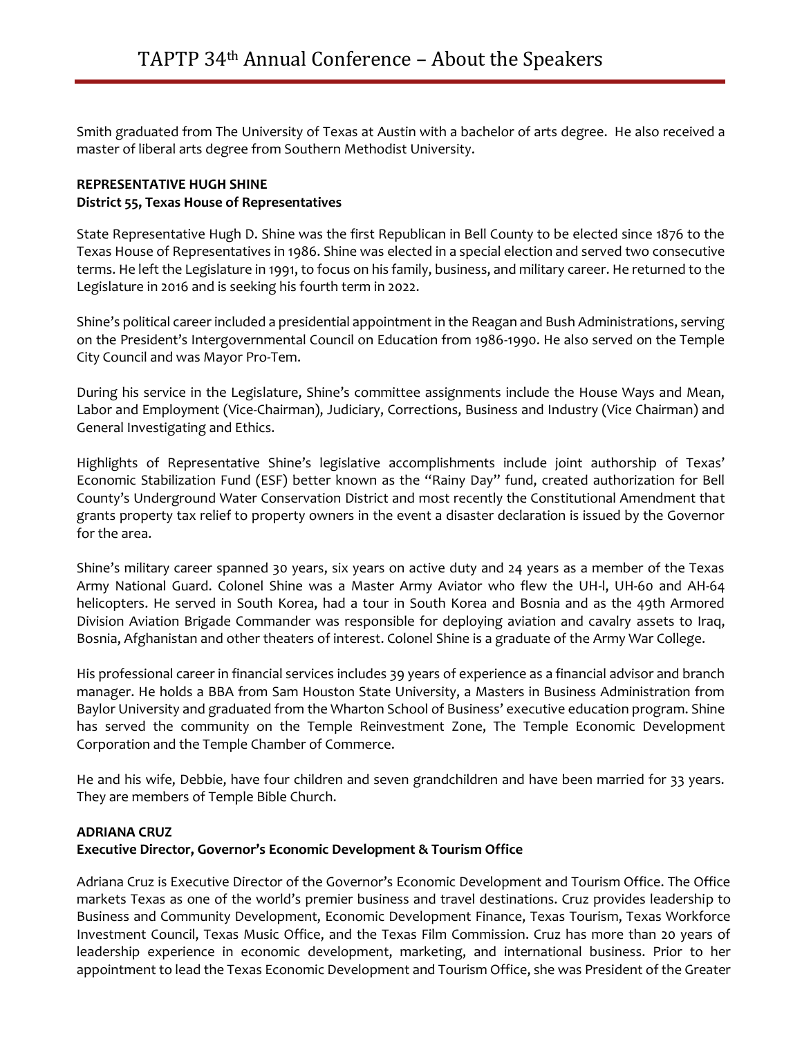Smith graduated from The University of Texas at Austin with a bachelor of arts degree. He also received a master of liberal arts degree from Southern Methodist University.

**REPRESENTATIVE HUGH SHINE**
**District 55, Texas House of Representatives**

State Representative Hugh D. Shine was the first Republican in Bell County to be elected since 1876 to the Texas House of Representatives in 1986. Shine was elected in a special election and served two consecutive terms. He left the Legislature in 1991, to focus on his family, business, and military career. He returned to the Legislature in 2016 and is seeking his fourth term in 2022.

Shine's political career included a presidential appointment in the Reagan and Bush Administrations, serving on the President's Intergovernmental Council on Education from 1986-1990. He also served on the Temple City Council and was Mayor Pro-Tem.

During his service in the Legislature, Shine's committee assignments include the House Ways and Mean, Labor and Employment (Vice-Chairman), Judiciary, Corrections, Business and Industry (Vice Chairman) and General Investigating and Ethics.

Highlights of Representative Shine's legislative accomplishments include joint authorship of Texas' Economic Stabilization Fund (ESF) better known as the "Rainy Day" fund, created authorization for Bell County's Underground Water Conservation District and most recently the Constitutional Amendment that grants property tax relief to property owners in the event a disaster declaration is issued by the Governor for the area.

Shine's military career spanned 30 years, six years on active duty and 24 years as a member of the Texas Army National Guard. Colonel Shine was a Master Army Aviator who flew the UH-l, UH-60 and AH-64 helicopters. He served in South Korea, had a tour in South Korea and Bosnia and as the 49th Armored Division Aviation Brigade Commander was responsible for deploying aviation and cavalry assets to Iraq, Bosnia, Afghanistan and other theaters of interest. Colonel Shine is a graduate of the Army War College.

His professional career in financial services includes 39 years of experience as a financial advisor and branch manager. He holds a BBA from Sam Houston State University, a Masters in Business Administration from Baylor University and graduated from the Wharton School of Business' executive education program. Shine has served the community on the Temple Reinvestment Zone, The Temple Economic Development Corporation and the Temple Chamber of Commerce.

He and his wife, Debbie, have four children and seven grandchildren and have been married for 33 years. They are members of Temple Bible Church.

**ADRIANA CRUZ**
**Executive Director, Governor's Economic Development & Tourism Office**

Adriana Cruz is Executive Director of the Governor's Economic Development and Tourism Office. The Office markets Texas as one of the world's premier business and travel destinations. Cruz provides leadership to Business and Community Development, Economic Development Finance, Texas Tourism, Texas Workforce Investment Council, Texas Music Office, and the Texas Film Commission. Cruz has more than 20 years of leadership experience in economic development, marketing, and international business. Prior to her appointment to lead the Texas Economic Development and Tourism Office, she was President of the Greater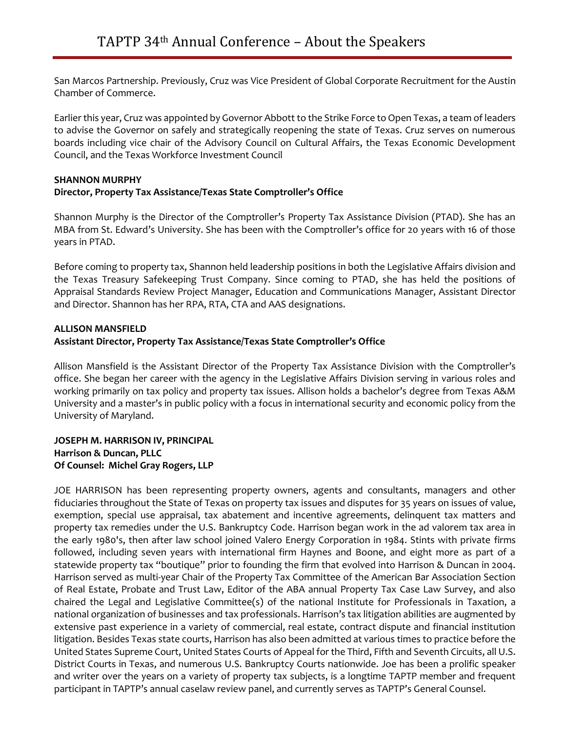San Marcos Partnership. Previously, Cruz was Vice President of Global Corporate Recruitment for the Austin Chamber of Commerce.

Earlier this year, Cruz was appointed by Governor Abbott to the Strike Force to Open Texas, a team of leaders to advise the Governor on safely and strategically reopening the state of Texas. Cruz serves on numerous boards including vice chair of the Advisory Council on Cultural Affairs, the Texas Economic Development Council, and the Texas Workforce Investment Council

**SHANNON MURPHY**
**Director, Property Tax Assistance/Texas State Comptroller's Office**

Shannon Murphy is the Director of the Comptroller's Property Tax Assistance Division (PTAD). She has an MBA from St. Edward's University. She has been with the Comptroller's office for 20 years with 16 of those years in PTAD.

Before coming to property tax, Shannon held leadership positions in both the Legislative Affairs division and the Texas Treasury Safekeeping Trust Company. Since coming to PTAD, she has held the positions of Appraisal Standards Review Project Manager, Education and Communications Manager, Assistant Director and Director. Shannon has her RPA, RTA, CTA and AAS designations.

**ALLISON MANSFIELD**
**Assistant Director, Property Tax Assistance/Texas State Comptroller's Office**

Allison Mansfield is the Assistant Director of the Property Tax Assistance Division with the Comptroller's office. She began her career with the agency in the Legislative Affairs Division serving in various roles and working primarily on tax policy and property tax issues. Allison holds a bachelor's degree from Texas A&M University and a master's in public policy with a focus in international security and economic policy from the University of Maryland.

**JOSEPH M. HARRISON IV, PRINCIPAL**
**Harrison & Duncan, PLLC**
**Of Counsel: Michel Gray Rogers, LLP**

JOE HARRISON has been representing property owners, agents and consultants, managers and other fiduciaries throughout the State of Texas on property tax issues and disputes for 35 years on issues of value, exemption, special use appraisal, tax abatement and incentive agreements, delinquent tax matters and property tax remedies under the U.S. Bankruptcy Code. Harrison began work in the ad valorem tax area in the early 1980's, then after law school joined Valero Energy Corporation in 1984. Stints with private firms followed, including seven years with international firm Haynes and Boone, and eight more as part of a statewide property tax "boutique" prior to founding the firm that evolved into Harrison & Duncan in 2004. Harrison served as multi-year Chair of the Property Tax Committee of the American Bar Association Section of Real Estate, Probate and Trust Law, Editor of the ABA annual Property Tax Case Law Survey, and also chaired the Legal and Legislative Committee(s) of the national Institute for Professionals in Taxation, a national organization of businesses and tax professionals. Harrison's tax litigation abilities are augmented by extensive past experience in a variety of commercial, real estate, contract dispute and financial institution litigation. Besides Texas state courts, Harrison has also been admitted at various times to practice before the United States Supreme Court, United States Courts of Appeal for the Third, Fifth and Seventh Circuits, all U.S. District Courts in Texas, and numerous U.S. Bankruptcy Courts nationwide. Joe has been a prolific speaker and writer over the years on a variety of property tax subjects, is a longtime TAPTP member and frequent participant in TAPTP's annual caselaw review panel, and currently serves as TAPTP's General Counsel.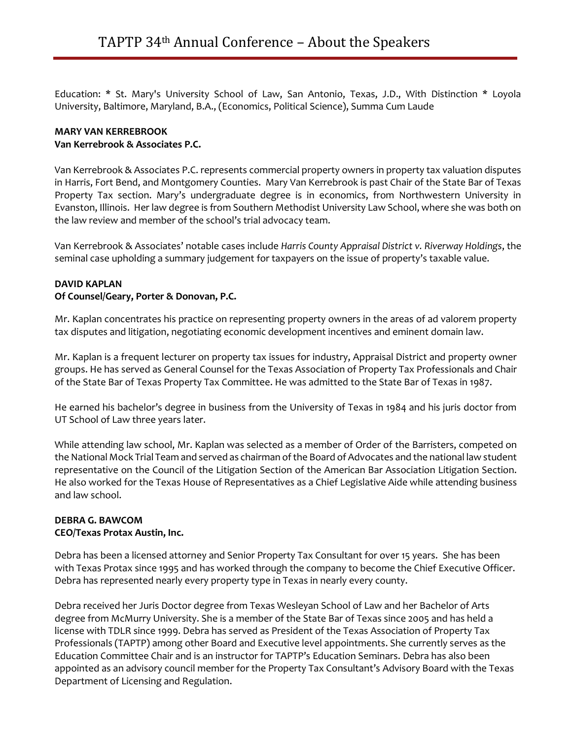Education: * St. Mary's University School of Law, San Antonio, Texas, J.D., With Distinction * Loyola University, Baltimore, Maryland, B.A., (Economics, Political Science), Summa Cum Laude

**MARY VAN KERREBROOK**
**Van Kerrebrook & Associates P.C.**

Van Kerrebrook & Associates P.C. represents commercial property owners in property tax valuation disputes in Harris, Fort Bend, and Montgomery Counties. Mary Van Kerrebrook is past Chair of the State Bar of Texas Property Tax section. Mary's undergraduate degree is in economics, from Northwestern University in Evanston, Illinois. Her law degree is from Southern Methodist University Law School, where she was both on the law review and member of the school's trial advocacy team.

Van Kerrebrook & Associates' notable cases include *Harris County Appraisal District v. Riverway Holdings*, the seminal case upholding a summary judgement for taxpayers on the issue of property's taxable value.

**DAVID KAPLAN**
**Of Counsel/Geary, Porter & Donovan, P.C.**

Mr. Kaplan concentrates his practice on representing property owners in the areas of ad valorem property tax disputes and litigation, negotiating economic development incentives and eminent domain law.

Mr. Kaplan is a frequent lecturer on property tax issues for industry, Appraisal District and property owner groups. He has served as General Counsel for the Texas Association of Property Tax Professionals and Chair of the State Bar of Texas Property Tax Committee. He was admitted to the State Bar of Texas in 1987.

He earned his bachelor's degree in business from the University of Texas in 1984 and his juris doctor from UT School of Law three years later.

While attending law school, Mr. Kaplan was selected as a member of Order of the Barristers, competed on the National Mock Trial Team and served as chairman of the Board of Advocates and the national law student representative on the Council of the Litigation Section of the American Bar Association Litigation Section. He also worked for the Texas House of Representatives as a Chief Legislative Aide while attending business and law school.

**DEBRA G. BAWCOM**
**CEO/Texas Protax Austin, Inc.**

Debra has been a licensed attorney and Senior Property Tax Consultant for over 15 years. She has been with Texas Protax since 1995 and has worked through the company to become the Chief Executive Officer. Debra has represented nearly every property type in Texas in nearly every county.

Debra received her Juris Doctor degree from Texas Wesleyan School of Law and her Bachelor of Arts degree from McMurry University. She is a member of the State Bar of Texas since 2005 and has held a license with TDLR since 1999. Debra has served as President of the Texas Association of Property Tax Professionals (TAPTP) among other Board and Executive level appointments. She currently serves as the Education Committee Chair and is an instructor for TAPTP's Education Seminars. Debra has also been appointed as an advisory council member for the Property Tax Consultant's Advisory Board with the Texas Department of Licensing and Regulation.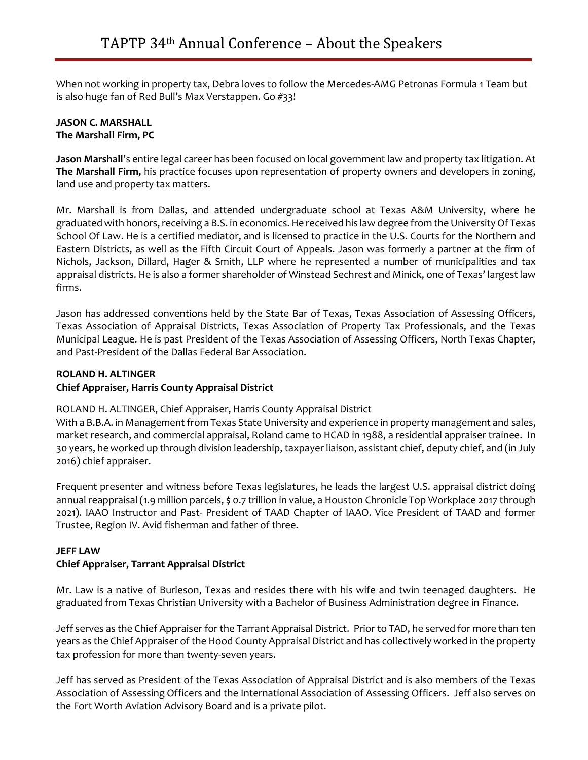When not working in property tax, Debra loves to follow the Mercedes-AMG Petronas Formula 1 Team but is also huge fan of Red Bull's Max Verstappen. Go #33!

**JASON C. MARSHALL**
**The Marshall Firm, PC**

**Jason Marshall**'s entire legal career has been focused on local government law and property tax litigation. At **The Marshall Firm,** his practice focuses upon representation of property owners and developers in zoning, land use and property tax matters.

Mr. Marshall is from Dallas, and attended undergraduate school at Texas A&M University, where he graduated with honors, receiving a B.S. in economics. He received his law degree from the University Of Texas School Of Law. He is a certified mediator, and is licensed to practice in the U.S. Courts for the Northern and Eastern Districts, as well as the Fifth Circuit Court of Appeals. Jason was formerly a partner at the firm of Nichols, Jackson, Dillard, Hager & Smith, LLP where he represented a number of municipalities and tax appraisal districts. He is also a former shareholder of Winstead Sechrest and Minick, one of Texas' largest law firms.

Jason has addressed conventions held by the State Bar of Texas, Texas Association of Assessing Officers, Texas Association of Appraisal Districts, Texas Association of Property Tax Professionals, and the Texas Municipal League. He is past President of the Texas Association of Assessing Officers, North Texas Chapter, and Past-President of the Dallas Federal Bar Association.

**ROLAND H. ALTINGER**
**Chief Appraiser, Harris County Appraisal District**

ROLAND H. ALTINGER, Chief Appraiser, Harris County Appraisal District
With a B.B.A. in Management from Texas State University and experience in property management and sales, market research, and commercial appraisal, Roland came to HCAD in 1988, a residential appraiser trainee. In 30 years, he worked up through division leadership, taxpayer liaison, assistant chief, deputy chief, and (in July 2016) chief appraiser.

Frequent presenter and witness before Texas legislatures, he leads the largest U.S. appraisal district doing annual reappraisal (1.9 million parcels, $ 0.7 trillion in value, a Houston Chronicle Top Workplace 2017 through 2021). IAAO Instructor and Past- President of TAAD Chapter of IAAO. Vice President of TAAD and former Trustee, Region IV. Avid fisherman and father of three.

**JEFF LAW**
**Chief Appraiser, Tarrant Appraisal District**

Mr. Law is a native of Burleson, Texas and resides there with his wife and twin teenaged daughters. He graduated from Texas Christian University with a Bachelor of Business Administration degree in Finance.

Jeff serves as the Chief Appraiser for the Tarrant Appraisal District. Prior to TAD, he served for more than ten years as the Chief Appraiser of the Hood County Appraisal District and has collectively worked in the property tax profession for more than twenty-seven years.

Jeff has served as President of the Texas Association of Appraisal District and is also members of the Texas Association of Assessing Officers and the International Association of Assessing Officers. Jeff also serves on the Fort Worth Aviation Advisory Board and is a private pilot.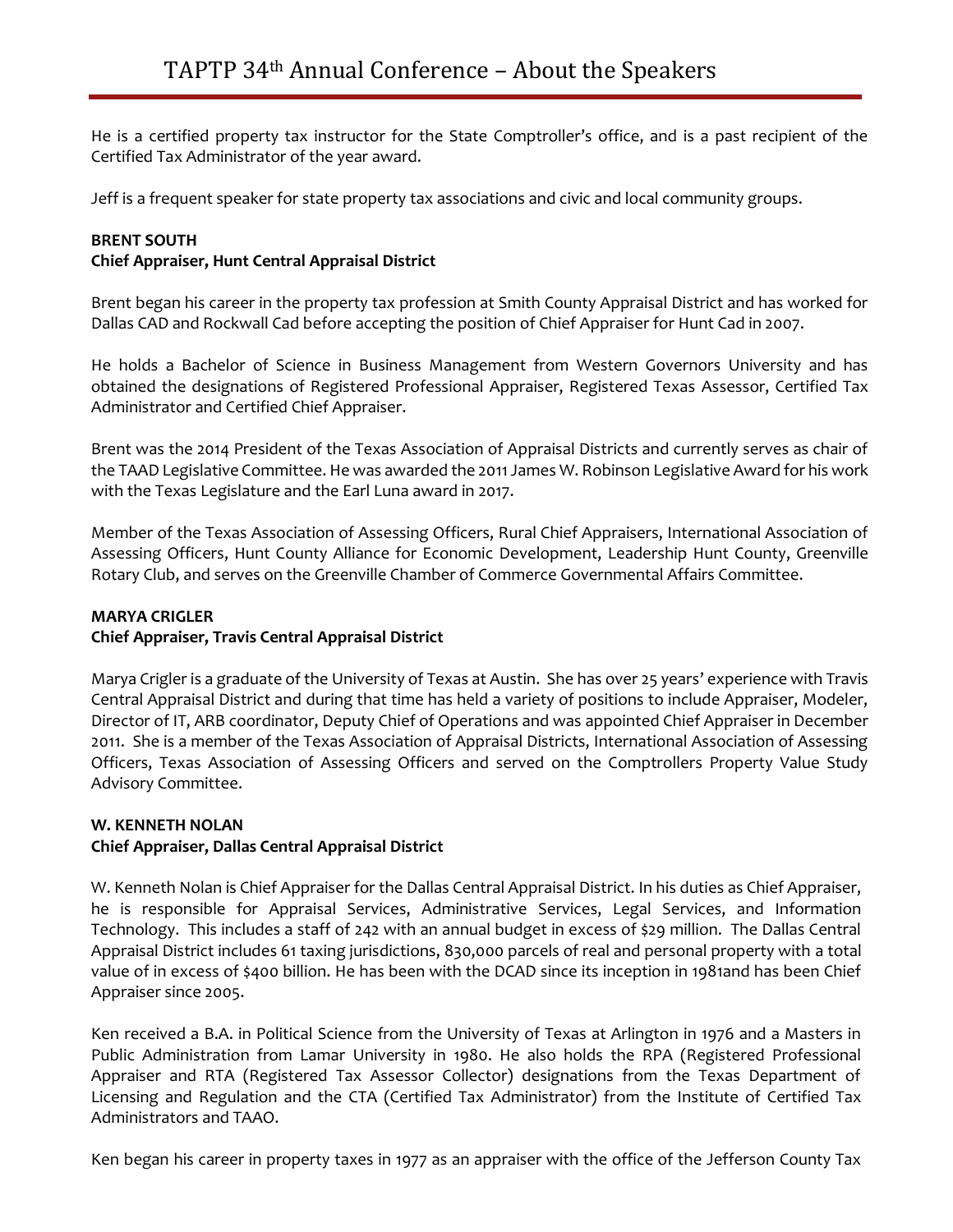He is a certified property tax instructor for the State Comptroller's office, and is a past recipient of the Certified Tax Administrator of the year award.

Jeff is a frequent speaker for state property tax associations and civic and local community groups.

**BRENT SOUTH**
**Chief Appraiser, Hunt Central Appraisal District**

Brent began his career in the property tax profession at Smith County Appraisal District and has worked for Dallas CAD and Rockwall Cad before accepting the position of Chief Appraiser for Hunt Cad in 2007.

He holds a Bachelor of Science in Business Management from Western Governors University and has obtained the designations of Registered Professional Appraiser, Registered Texas Assessor, Certified Tax Administrator and Certified Chief Appraiser.

Brent was the 2014 President of the Texas Association of Appraisal Districts and currently serves as chair of the TAAD Legislative Committee. He was awarded the 2011 James W. Robinson Legislative Award for his work with the Texas Legislature and the Earl Luna award in 2017.

Member of the Texas Association of Assessing Officers, Rural Chief Appraisers, International Association of Assessing Officers, Hunt County Alliance for Economic Development, Leadership Hunt County, Greenville Rotary Club, and serves on the Greenville Chamber of Commerce Governmental Affairs Committee.

**MARYA CRIGLER**
**Chief Appraiser, Travis Central Appraisal District**

Marya Crigler is a graduate of the University of Texas at Austin. She has over 25 years' experience with Travis Central Appraisal District and during that time has held a variety of positions to include Appraiser, Modeler, Director of IT, ARB coordinator, Deputy Chief of Operations and was appointed Chief Appraiser in December 2011. She is a member of the Texas Association of Appraisal Districts, International Association of Assessing Officers, Texas Association of Assessing Officers and served on the Comptrollers Property Value Study Advisory Committee.

**W. KENNETH NOLAN**
**Chief Appraiser, Dallas Central Appraisal District**

W. Kenneth Nolan is Chief Appraiser for the Dallas Central Appraisal District. In his duties as Chief Appraiser, he is responsible for Appraisal Services, Administrative Services, Legal Services, and Information Technology. This includes a staff of 242 with an annual budget in excess of $29 million. The Dallas Central Appraisal District includes 61 taxing jurisdictions, 830,000 parcels of real and personal property with a total value of in excess of $400 billion. He has been with the DCAD since its inception in 1981and has been Chief Appraiser since 2005.

Ken received a B.A. in Political Science from the University of Texas at Arlington in 1976 and a Masters in Public Administration from Lamar University in 1980. He also holds the RPA (Registered Professional Appraiser and RTA (Registered Tax Assessor Collector) designations from the Texas Department of Licensing and Regulation and the CTA (Certified Tax Administrator) from the Institute of Certified Tax Administrators and TAAO.

Ken began his career in property taxes in 1977 as an appraiser with the office of the Jefferson County Tax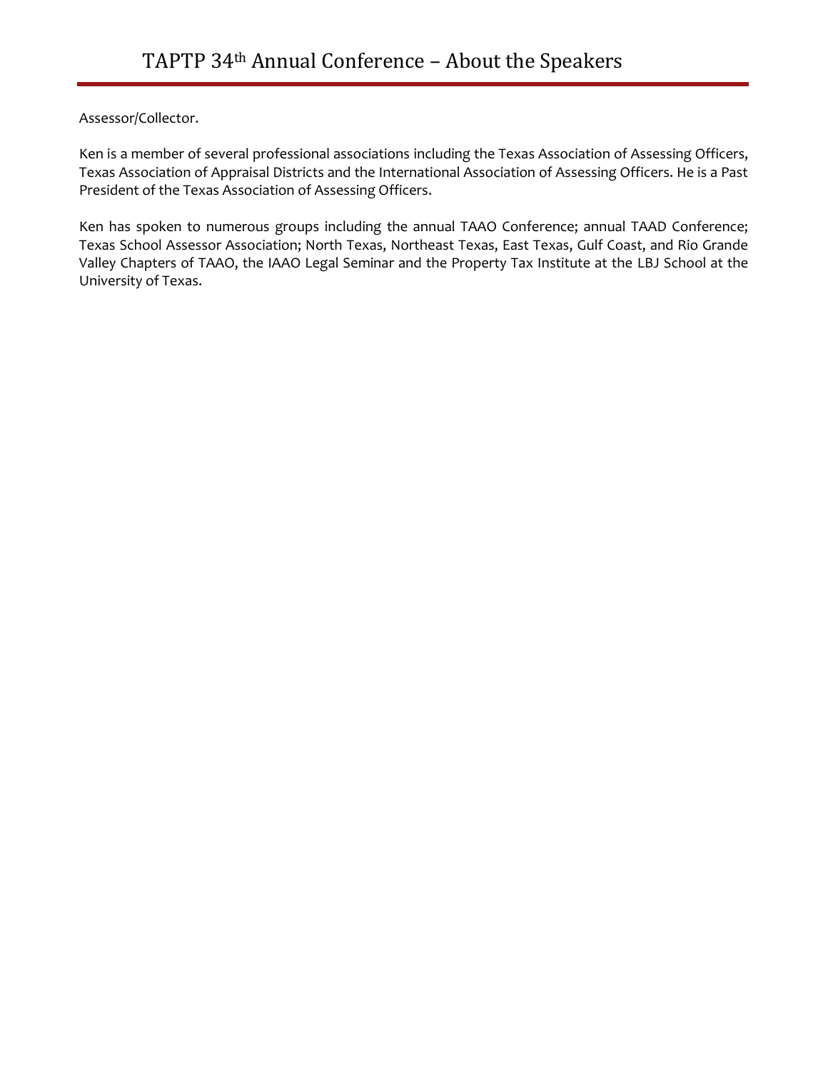Assessor/Collector.

Ken is a member of several professional associations including the Texas Association of Assessing Officers, Texas Association of Appraisal Districts and the International Association of Assessing Officers. He is a Past President of the Texas Association of Assessing Officers.

Ken has spoken to numerous groups including the annual TAAO Conference; annual TAAD Conference; Texas School Assessor Association; North Texas, Northeast Texas, East Texas, Gulf Coast, and Rio Grande Valley Chapters of TAAO, the IAAO Legal Seminar and the Property Tax Institute at the LBJ School at the University of Texas.